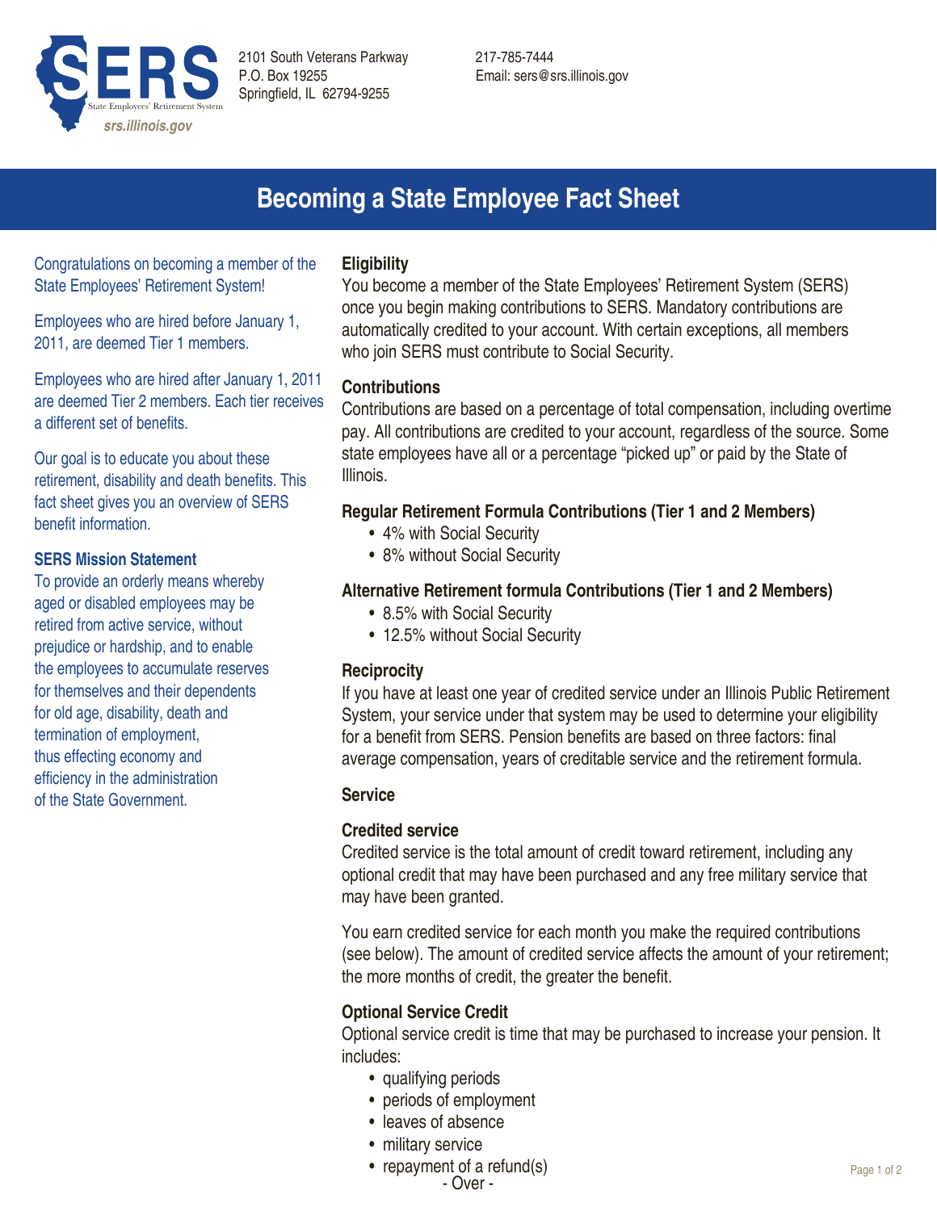SERS
State Employees' Retirement System
srs.illinois.gov

2101 South Veterans Parkway
P.O. Box 19255
Springfield, IL 62794-9255

217-785-7444
Email: sers@srs.illinois.gov

# Becoming a State Employee Fact Sheet

Congratulations on becoming a member of the State Employees' Retirement System!

Employees who are hired before January 1, 2011, are deemed Tier 1 members.

Employees who are hired after January 1, 2011 are deemed Tier 2 members. Each tier receives a different set of benefits.

Our goal is to educate you about these retirement, disability and death benefits. This fact sheet gives you an overview of SERS benefit information.

### SERS Mission Statement

To provide an orderly means whereby aged or disabled employees may be retired from active service, without prejudice or hardship, and to enable the employees to accumulate reserves for themselves and their dependents for old age, disability, death and termination of employment, thus effecting economy and efficiency in the administration of the State Government.

## Eligibility

You become a member of the State Employees' Retirement System (SERS) once you begin making contributions to SERS. Mandatory contributions are automatically credited to your account. With certain exceptions, all members who join SERS must contribute to Social Security.

## Contributions

Contributions are based on a percentage of total compensation, including overtime pay. All contributions are credited to your account, regardless of the source. Some state employees have all or a percentage "picked up" or paid by the State of Illinois.

### Regular Retirement Formula Contributions (Tier 1 and 2 Members)

- 4% with Social Security
- 8% without Social Security

### Alternative Retirement formula Contributions (Tier 1 and 2 Members)

- 8.5% with Social Security
- 12.5% without Social Security

## Reciprocity

If you have at least one year of credited service under an Illinois Public Retirement System, your service under that system may be used to determine your eligibility for a benefit from SERS. Pension benefits are based on three factors: final average compensation, years of creditable service and the retirement formula.

## Service

### Credited service

Credited service is the total amount of credit toward retirement, including any optional credit that may have been purchased and any free military service that may have been granted.

You earn credited service for each month you make the required contributions (see below). The amount of credited service affects the amount of your retirement; the more months of credit, the greater the benefit.

### Optional Service Credit

Optional service credit is time that may be purchased to increase your pension. It includes:

- qualifying periods
- periods of employment
- leaves of absence
- military service
- repayment of a refund(s)

- Over -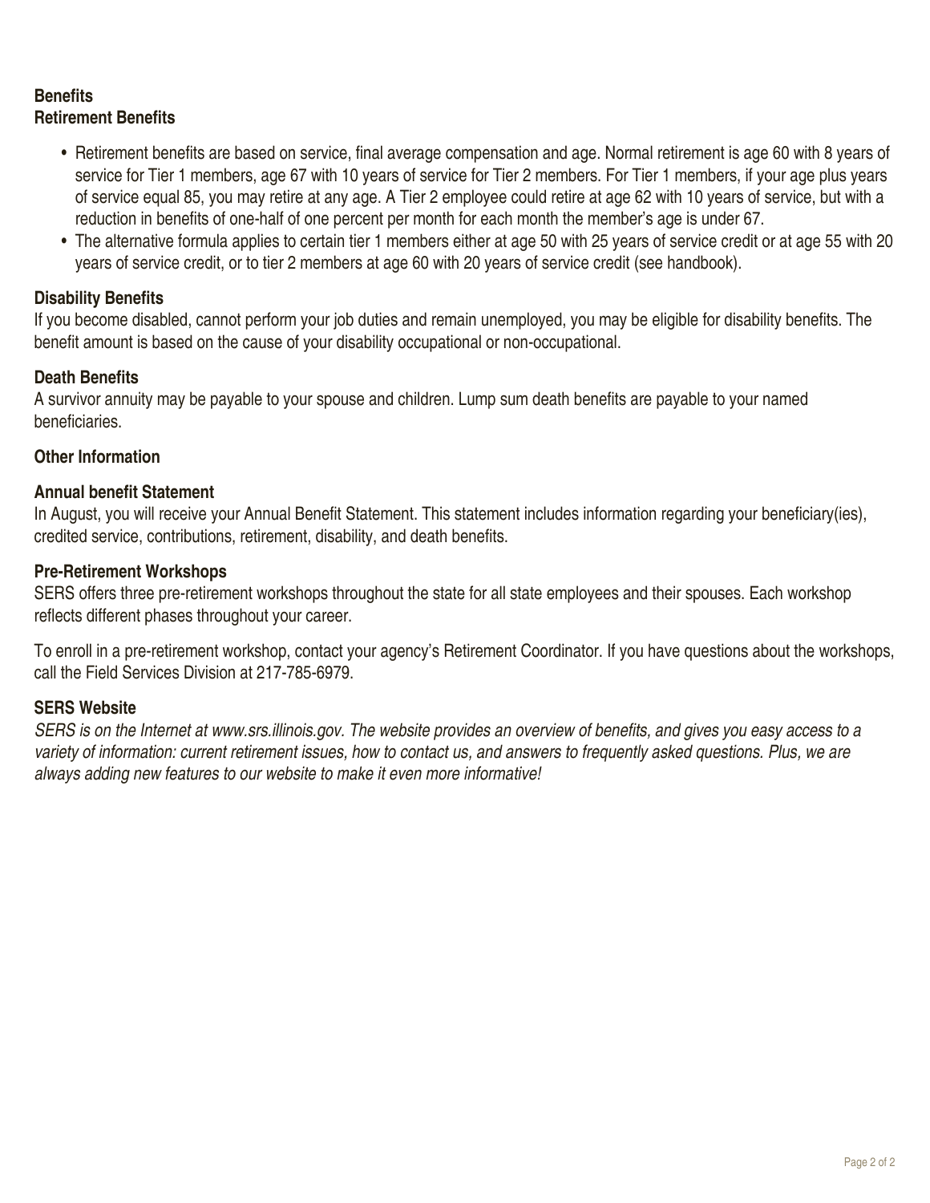## Benefits

### Retirement Benefits

- Retirement benefits are based on service, final average compensation and age. Normal retirement is age 60 with 8 years of service for Tier 1 members, age 67 with 10 years of service for Tier 2 members. For Tier 1 members, if your age plus years of service equal 85, you may retire at any age. A Tier 2 employee could retire at age 62 with 10 years of service, but with a reduction in benefits of one-half of one percent per month for each month the member's age is under 67.
- The alternative formula applies to certain tier 1 members either at age 50 with 25 years of service credit or at age 55 with 20 years of service credit, or to tier 2 members at age 60 with 20 years of service credit (see handbook).

### Disability Benefits

If you become disabled, cannot perform your job duties and remain unemployed, you may be eligible for disability benefits. The benefit amount is based on the cause of your disability occupational or non-occupational.

### Death Benefits

A survivor annuity may be payable to your spouse and children. Lump sum death benefits are payable to your named beneficiaries.

## Other Information

### Annual benefit Statement

In August, you will receive your Annual Benefit Statement. This statement includes information regarding your beneficiary(ies), credited service, contributions, retirement, disability, and death benefits.

### Pre-Retirement Workshops

SERS offers three pre-retirement workshops throughout the state for all state employees and their spouses. Each workshop reflects different phases throughout your career.

To enroll in a pre-retirement workshop, contact your agency's Retirement Coordinator. If you have questions about the workshops, call the Field Services Division at 217-785-6979.

### SERS Website

*SERS is on the Internet at www.srs.illinois.gov. The website provides an overview of benefits, and gives you easy access to a variety of information: current retirement issues, how to contact us, and answers to frequently asked questions. Plus, we are always adding new features to our website to make it even more informative!*